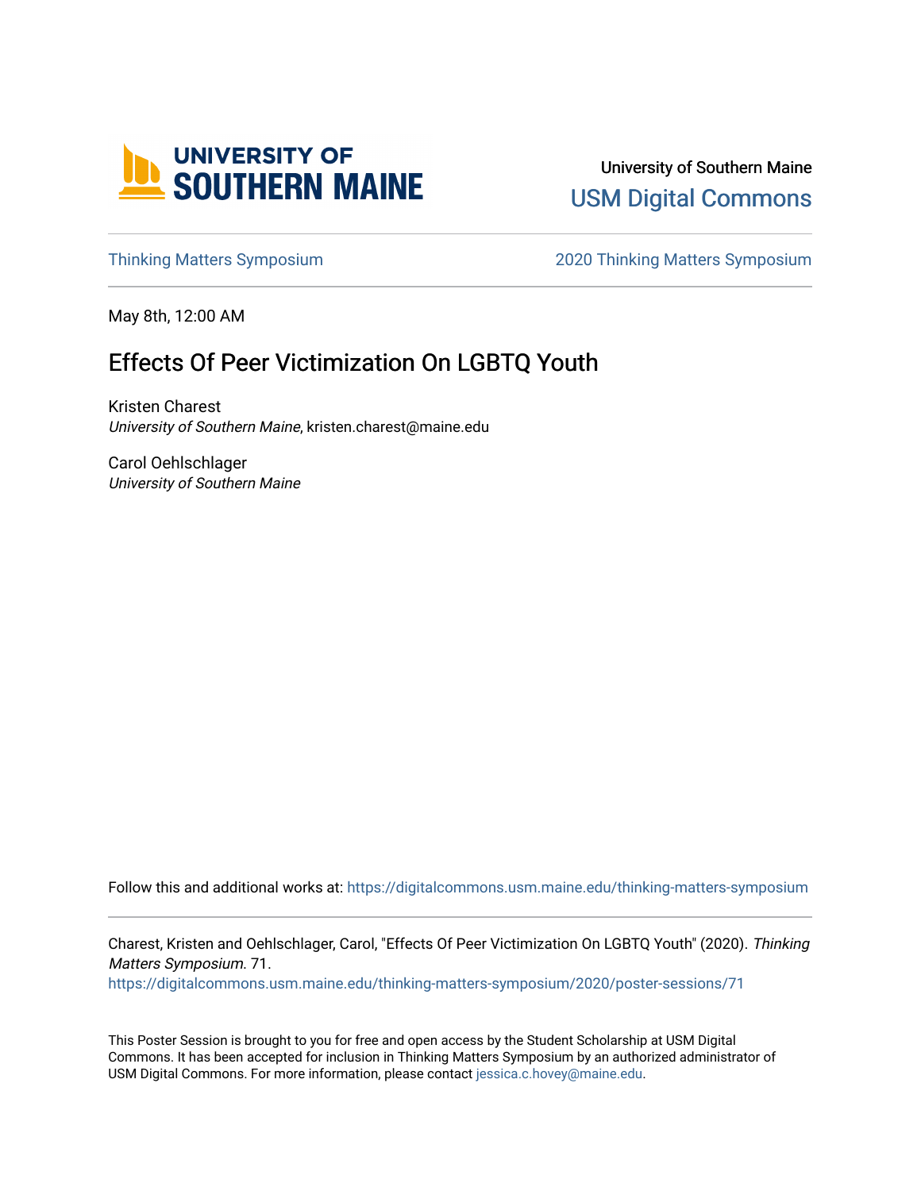University of Southern Maine

USM Digital Commons

Thinking Matters Symposium | 2020 Thinking Matters Symposium

May 8th, 12:00 AM

# Effects Of Peer Victimization On LGBTQ Youth

Kristen Charest
*University of Southern Maine*, kristen.charest@maine.edu

Carol Oehlschlager
*University of Southern Maine*

Follow this and additional works at: https://digitalcommons.usm.maine.edu/thinking-matters-symposium

Charest, Kristen and Oehlschlager, Carol, "Effects Of Peer Victimization On LGBTQ Youth" (2020). *Thinking Matters Symposium*. 71.
https://digitalcommons.usm.maine.edu/thinking-matters-symposium/2020/poster-sessions/71

This Poster Session is brought to you for free and open access by the Student Scholarship at USM Digital Commons. It has been accepted for inclusion in Thinking Matters Symposium by an authorized administrator of USM Digital Commons. For more information, please contact jessica.c.hovey@maine.edu.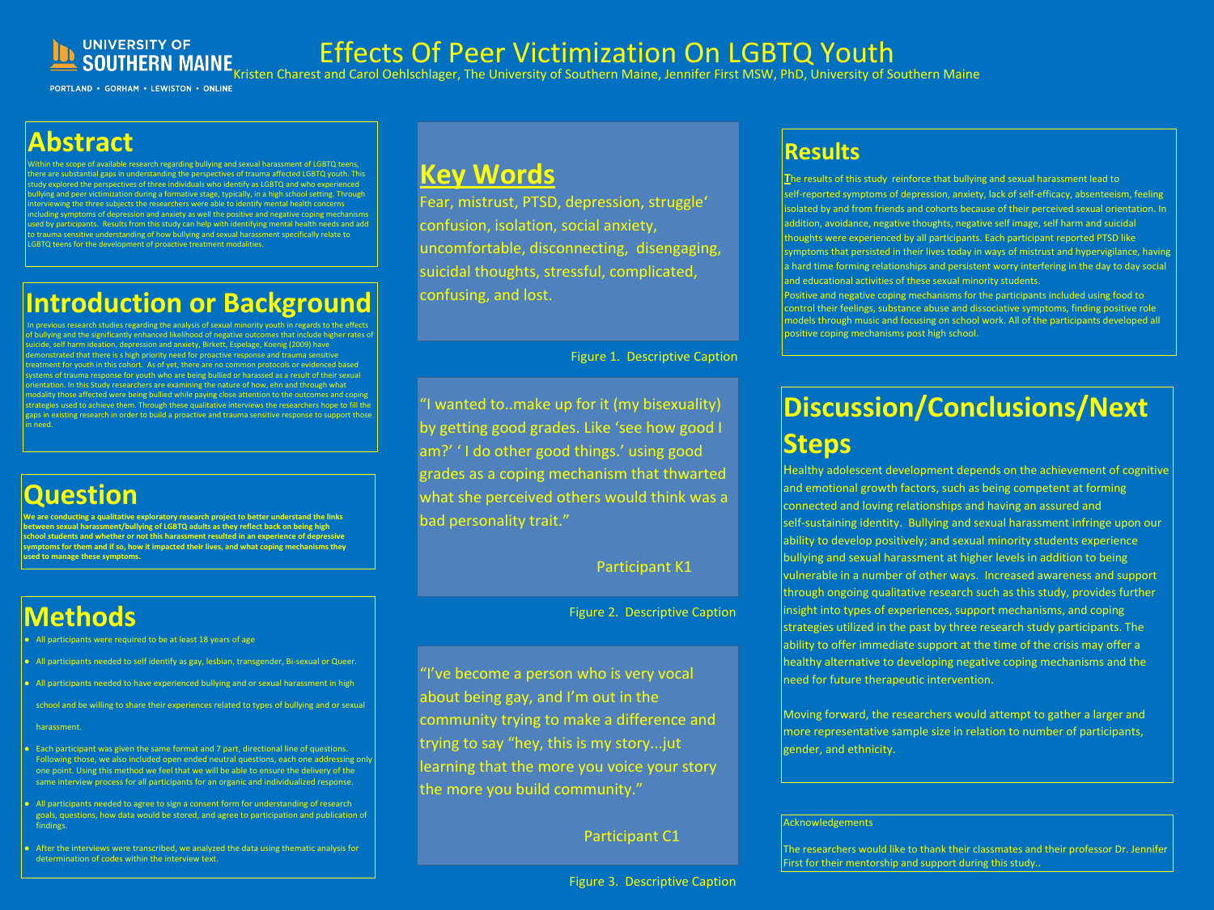# Effects Of Peer Victimization On LGBTQ Youth

Kristen Charest and Carol Oehlschlager, The University of Southern Maine, Jennifer First MSW, PhD, University of Southern Maine

UNIVERSITY OF SOUTHERN MAINE
PORTLAND • GORHAM • LEWISTON • ONLINE

## Abstract

Within the scope of available research regarding bullying and sexual harassment of LGBTQ teens, there are substantial gaps in understanding the perspectives of trauma affected LGBTQ youth. This study explored the perspectives of three individuals who identify as LGBTQ and who experienced bullying and peer victimization during a formative stage, typically, in a high school setting. Through interviewing the three subjects the researchers were able to identify mental health concerns including symptoms of depression and anxiety as well the positive and negative coping mechanisms used by participants. Results from this study can help with identifying mental health needs and add to trauma sensitive understanding of how bullying and sexual harassment specifically relate to LGBTQ teens for the development of proactive treatment modalities.

## Introduction or Background

In previous research studies regarding the analysis of sexual minority youth in regards to the effects of bullying and the significantly enhanced likelihood of negative outcomes that include higher rates of suicide, self harm ideation, depression and anxiety, Birkett, Espelage, Koenig (2009) have demonstrated that there is s high priority need for proactive response and trauma sensitive treatment for youth in this cohort. As of yet, there are no common protocols or evidenced based systems of trauma response for youth who are being bullied or harassed as a result of their sexual orientation. In this Study researchers are examining the nature of how, ehn and through what modality those affected were being bullied while paying close attention to the outcomes and coping strategies used to achieve them. Through these qualitative interviews the researchers hope to fill the gaps in existing research in order to build a proactive and trauma sensitive response to support those in need.

## Question

**We are conducting a qualitative exploratory research project to better understand the links between sexual harassment/bullying of LGBTQ adults as they reflect back on being high school students and whether or not this harassment resulted in an experience of depressive symptoms for them and if so, how it impacted their lives, and what coping mechanisms they used to manage these symptoms.**

## Methods

- All participants were required to be at least 18 years of age
- All participants needed to self identify as gay, lesbian, transgender, Bi-sexual or Queer.
- All participants needed to have experienced bullying and or sexual harassment in high school and be willing to share their experiences related to types of bullying and or sexual harassment.
- Each participant was given the same format and 7 part, directional line of questions. Following those, we also included open ended neutral questions, each one addressing only one point. Using this method we feel that we will be able to ensure the delivery of the same interview process for all participants for an organic and individualized response.
- All participants needed to agree to sign a consent form for understanding of research goals, questions, how data would be stored, and agree to participation and publication of findings.
- After the interviews were transcribed, we analyzed the data using thematic analysis for determination of codes within the interview text.

## Key Words

Fear, mistrust, PTSD, depression, struggle' confusion, isolation, social anxiety, uncomfortable, disconnecting, disengaging, suicidal thoughts, stressful, complicated, confusing, and lost.

Figure 1. Descriptive Caption

"I wanted to..make up for it (my bisexuality) by getting good grades. Like 'see how good I am?' ' I do other good things.' using good grades as a coping mechanism that thwarted what she perceived others would think was a bad personality trait."

Participant K1

Figure 2. Descriptive Caption

"I've become a person who is very vocal about being gay, and I'm out in the community trying to make a difference and trying to say "hey, this is my story...jut learning that the more you voice your story the more you build community."

Participant C1

Figure 3. Descriptive Caption

## Results

The results of this study reinforce that bullying and sexual harassment lead to self-reported symptoms of depression, anxiety, lack of self-efficacy, absenteeism, feeling isolated by and from friends and cohorts because of their perceived sexual orientation. In addition, avoidance, negative thoughts, negative self image, self harm and suicidal thoughts were experienced by all participants. Each participant reported PTSD like symptoms that persisted in their lives today in ways of mistrust and hypervigilance, having a hard time forming relationships and persistent worry interfering in the day to day social and educational activities of these sexual minority students.

Positive and negative coping mechanisms for the participants included using food to control their feelings, substance abuse and dissociative symptoms, finding positive role models through music and focusing on school work. All of the participants developed all positive coping mechanisms post high school.

## Discussion/Conclusions/Next Steps

Healthy adolescent development depends on the achievement of cognitive and emotional growth factors, such as being competent at forming connected and loving relationships and having an assured and self-sustaining identity. Bullying and sexual harassment infringe upon our ability to develop positively; and sexual minority students experience bullying and sexual harassment at higher levels in addition to being vulnerable in a number of other ways. Increased awareness and support through ongoing qualitative research such as this study, provides further insight into types of experiences, support mechanisms, and coping strategies utilized in the past by three research study participants. The ability to offer immediate support at the time of the crisis may offer a healthy alternative to developing negative coping mechanisms and the need for future therapeutic intervention.

Moving forward, the researchers would attempt to gather a larger and more representative sample size in relation to number of participants, gender, and ethnicity.

Acknowledgements

The researchers would like to thank their classmates and their professor Dr. Jennifer First for their mentorship and support during this study..